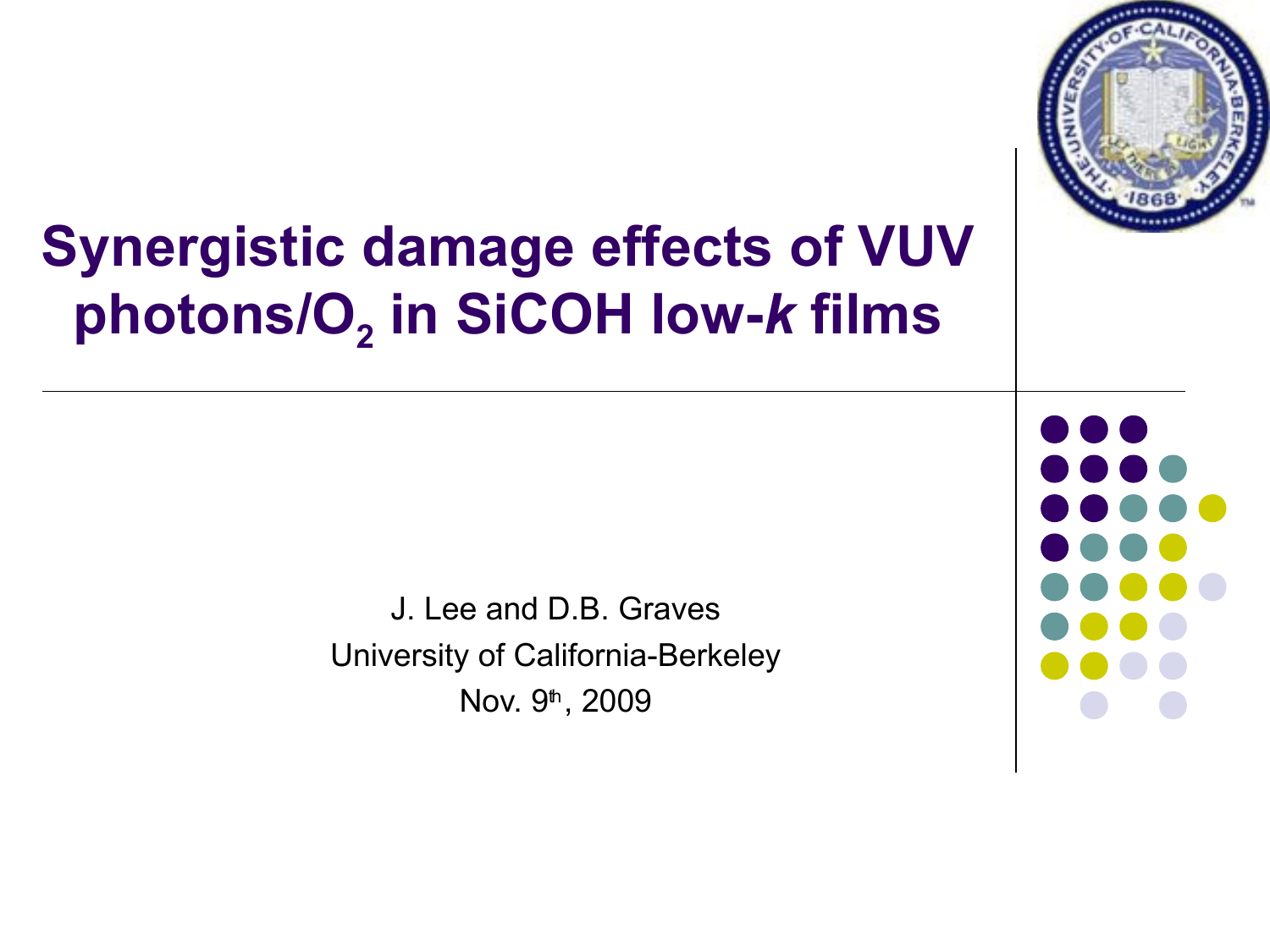# Synergistic damage effects of VUV photons/$O_2$ in SiCOH low-*k* films

J. Lee and D.B. Graves

University of California-Berkeley

Nov. 9th, 2009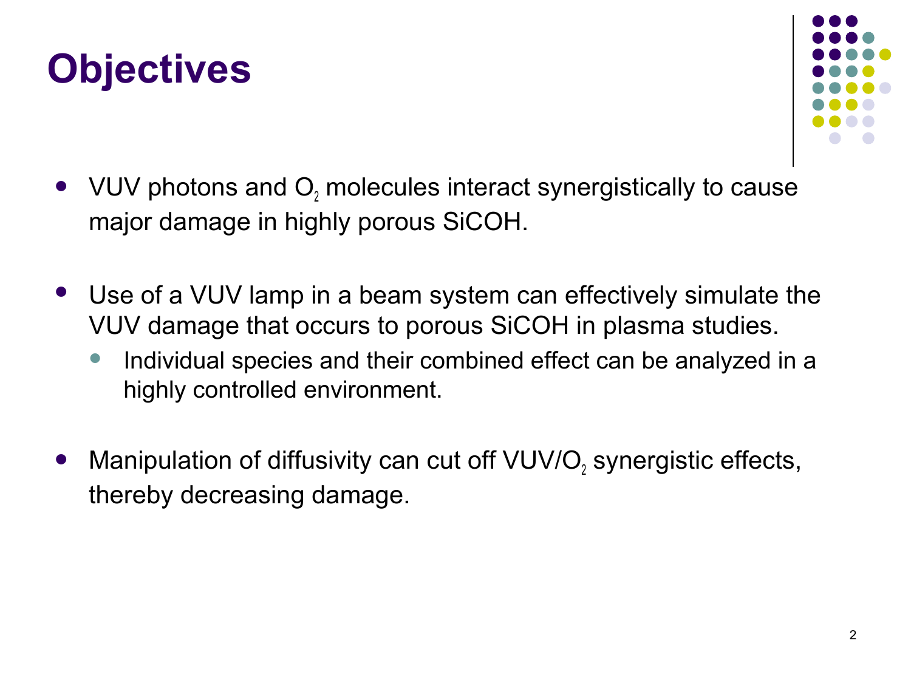# Objectives

- VUV photons and $O_2$ molecules interact synergistically to cause major damage in highly porous SiCOH.

- Use of a VUV lamp in a beam system can effectively simulate the VUV damage that occurs to porous SiCOH in plasma studies.
  - Individual species and their combined effect can be analyzed in a highly controlled environment.

- Manipulation of diffusivity can cut off VUV/$O_2$ synergistic effects, thereby decreasing damage.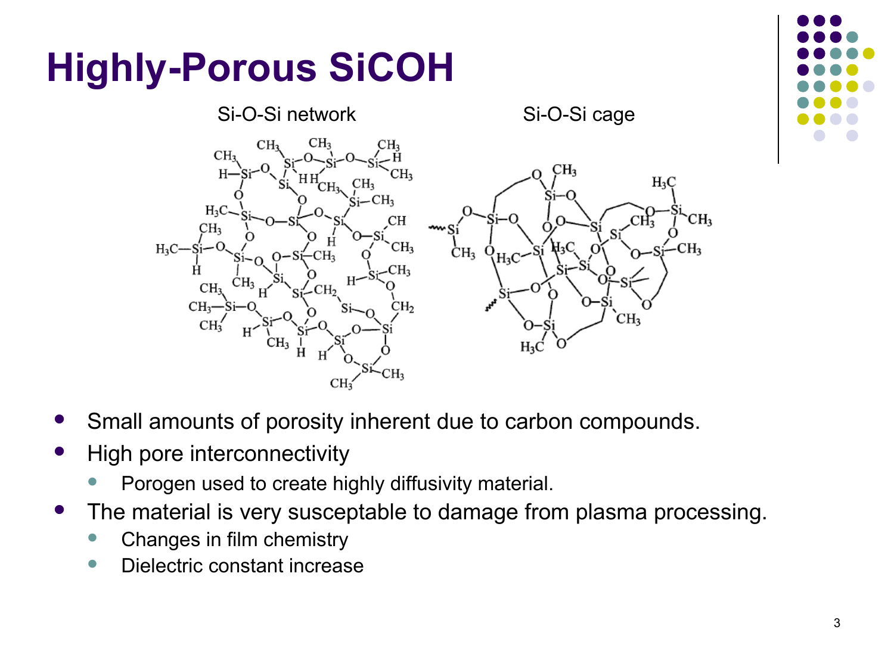# Highly-Porous SiCOH

Si-O-Si network

Si-O-Si cage

- Small amounts of porosity inherent due to carbon compounds.
- High pore interconnectivity
  - Porogen used to create highly diffusivity material.
- The material is very susceptable to damage from plasma processing.
  - Changes in film chemistry
  - Dielectric constant increase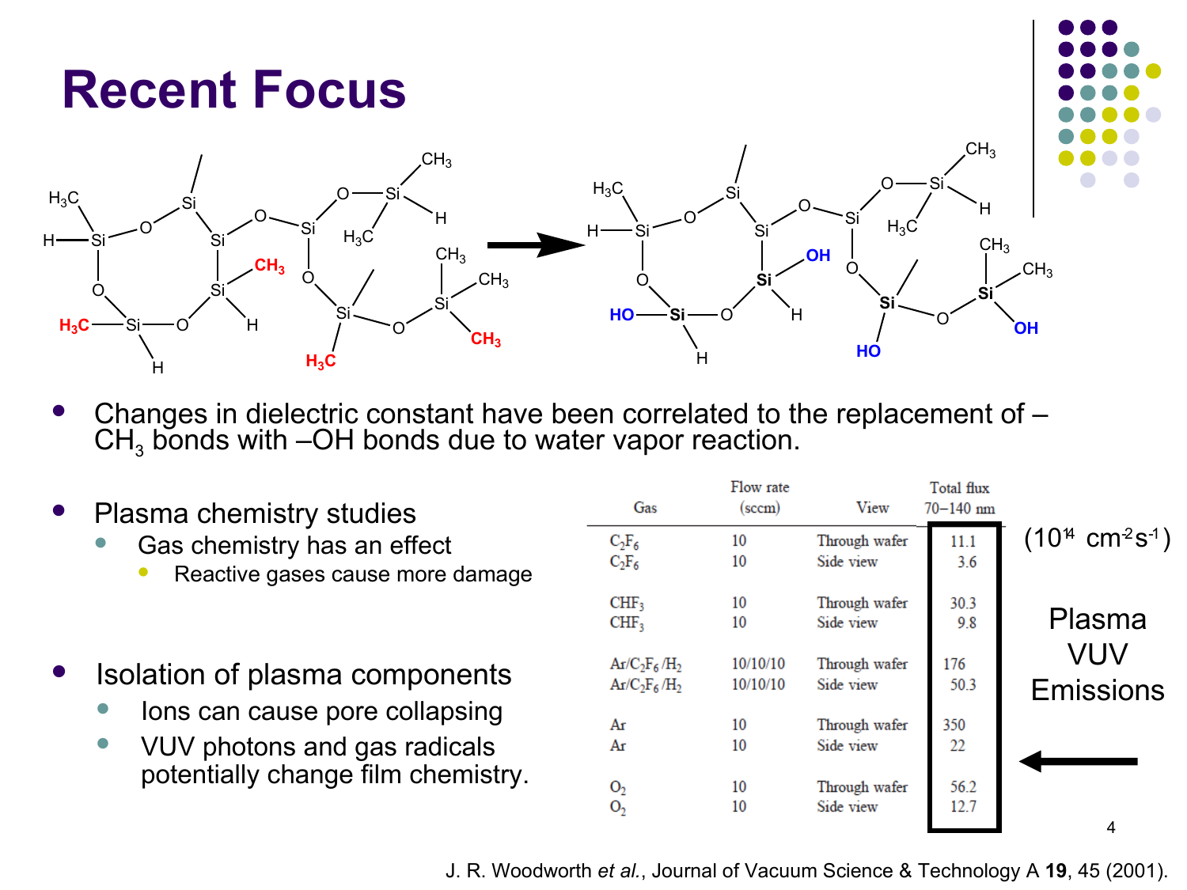# Recent Focus

- Changes in dielectric constant have been correlated to the replacement of –$CH_3$ bonds with –OH bonds due to water vapor reaction.

- Plasma chemistry studies
  - Gas chemistry has an effect
    - Reactive gases cause more damage

- Isolation of plasma components
  - Ions can cause pore collapsing
  - VUV photons and gas radicals potentially change film chemistry.

| Gas | Flow rate (sccm) | View | Total flux 70–140 nm |
|---|---|---|---|
| $C_2F_6$ | 10 | Through wafer | 11.1 |
| $C_2F_6$ | 10 | Side view | 3.6 |
| $CHF_3$ | 10 | Through wafer | 30.3 |
| $CHF_3$ | 10 | Side view | 9.8 |
| $Ar/C_2F_6/H_2$ | 10/10/10 | Through wafer | 176 |
| $Ar/C_2F_6/H_2$ | 10/10/10 | Side view | 50.3 |
| Ar | 10 | Through wafer | 350 |
| Ar | 10 | Side view | 22 |
| $O_2$ | 10 | Through wafer | 56.2 |
| $O_2$ | 10 | Side view | 12.7 |

($10^{14}$ $cm^{-2}s^{-1}$)

Plasma VUV Emissions

J. R. Woodworth *et al.*, Journal of Vacuum Science & Technology A **19**, 45 (2001).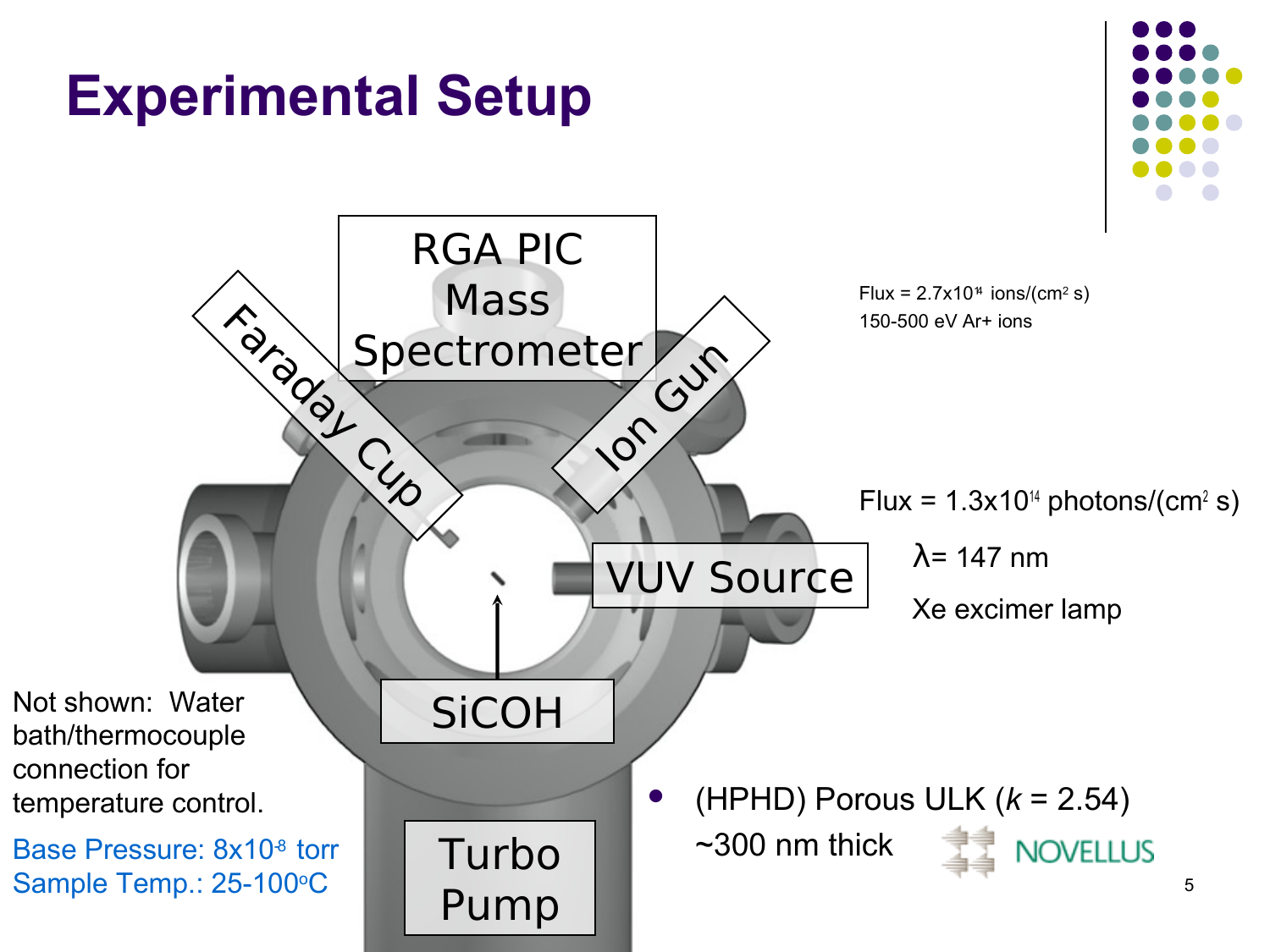# Experimental Setup

RGA PIC Mass Spectrometer

Faraday Cup

Ion Gun

VUV Source

SiCOH

Turbo Pump

Flux = $2.7 \times 10^{14}$ ions/(cm$^2$ s)
150-500 eV Ar+ ions

Flux = $1.3 \times 10^{14}$ photons/(cm$^2$ s)

$\lambda$= 147 nm

Xe excimer lamp

Not shown: Water bath/thermocouple connection for temperature control.

Base Pressure: $8 \times 10^{-8}$ torr
Sample Temp.: 25-100$^o$C

- (HPHD) Porous ULK ($k$ = 2.54)
  ~300 nm thick

NOVELLUS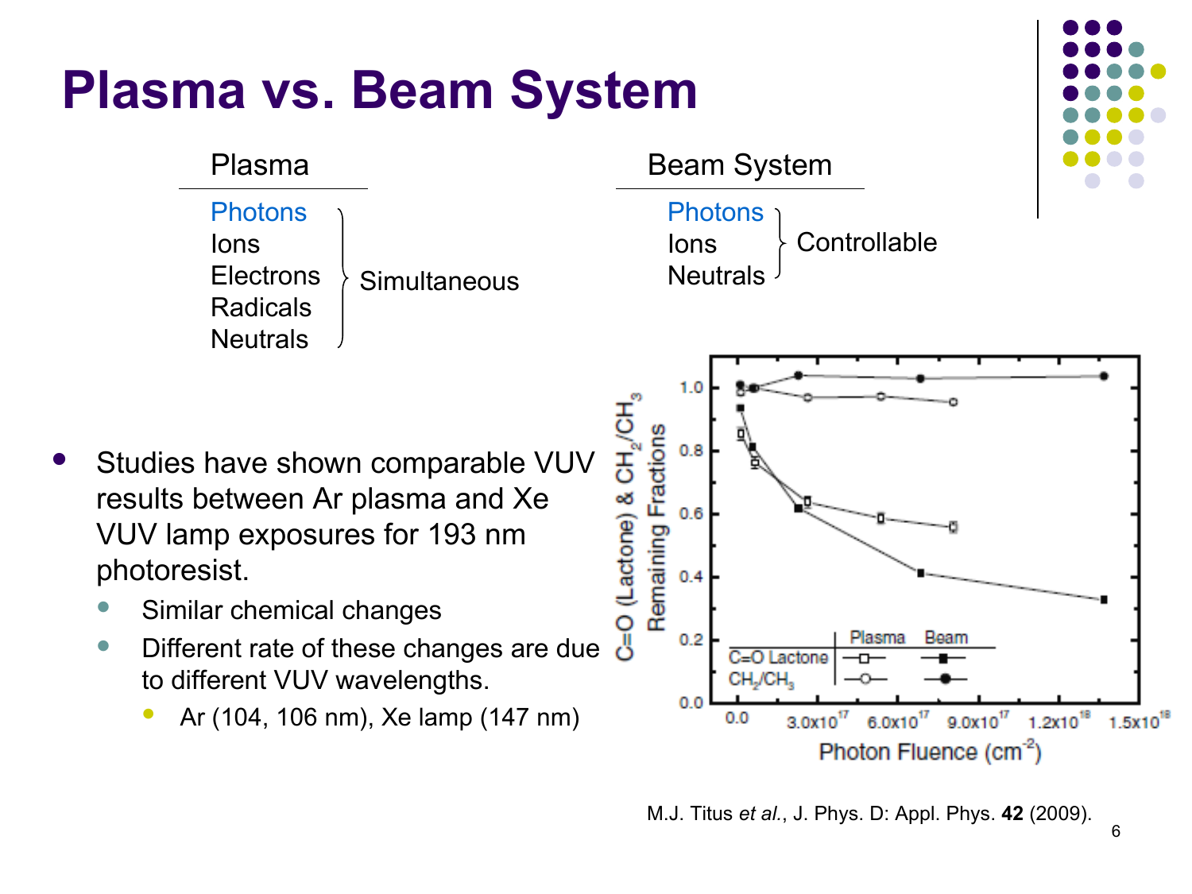# Plasma vs. Beam System

| Plasma | | Beam System | |
|---|---|---|---|
| Photons, Ions, Electrons, Radicals, Neutrals | Simultaneous | Photons, Ions, Neutrals | Controllable |

- Studies have shown comparable VUV results between Ar plasma and Xe VUV lamp exposures for 193 nm photoresist.
  - Similar chemical changes
  - Different rate of these changes are due to different VUV wavelengths.
    - Ar (104, 106 nm), Xe lamp (147 nm)

M.J. Titus *et al.*, J. Phys. D: Appl. Phys. **42** (2009).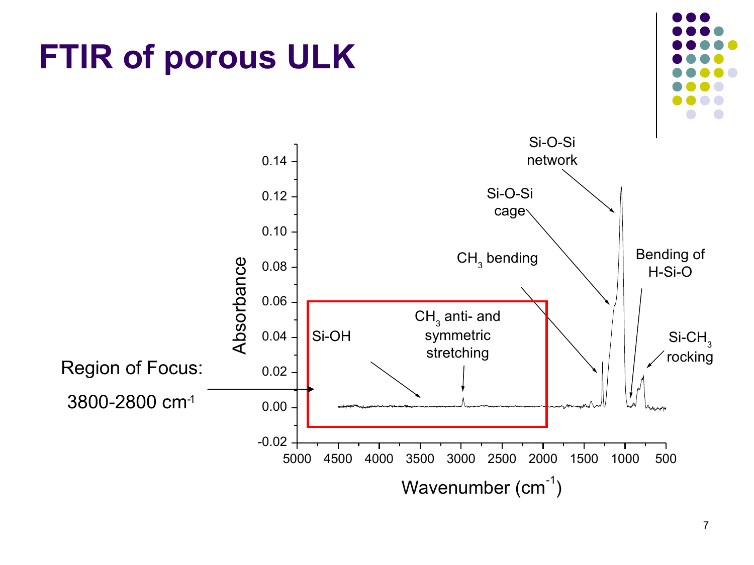# FTIR of porous ULK

Region of Focus:

3800-2800 cm$^{-1}$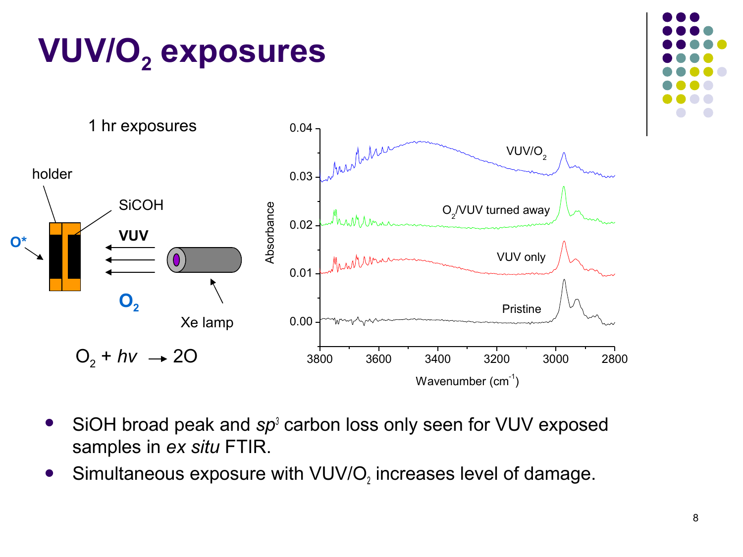# $VUV/O_2$ exposures

1 hr exposures

holder

SiCOH

**VUV**

O*

$O_2$

Xe lamp

$O_2 + hv \rightarrow 2O$

- SiOH broad peak and *sp*[3] carbon loss only seen for VUV exposed samples in *ex situ* FTIR.
- Simultaneous exposure with $VUV/O_2$ increases level of damage.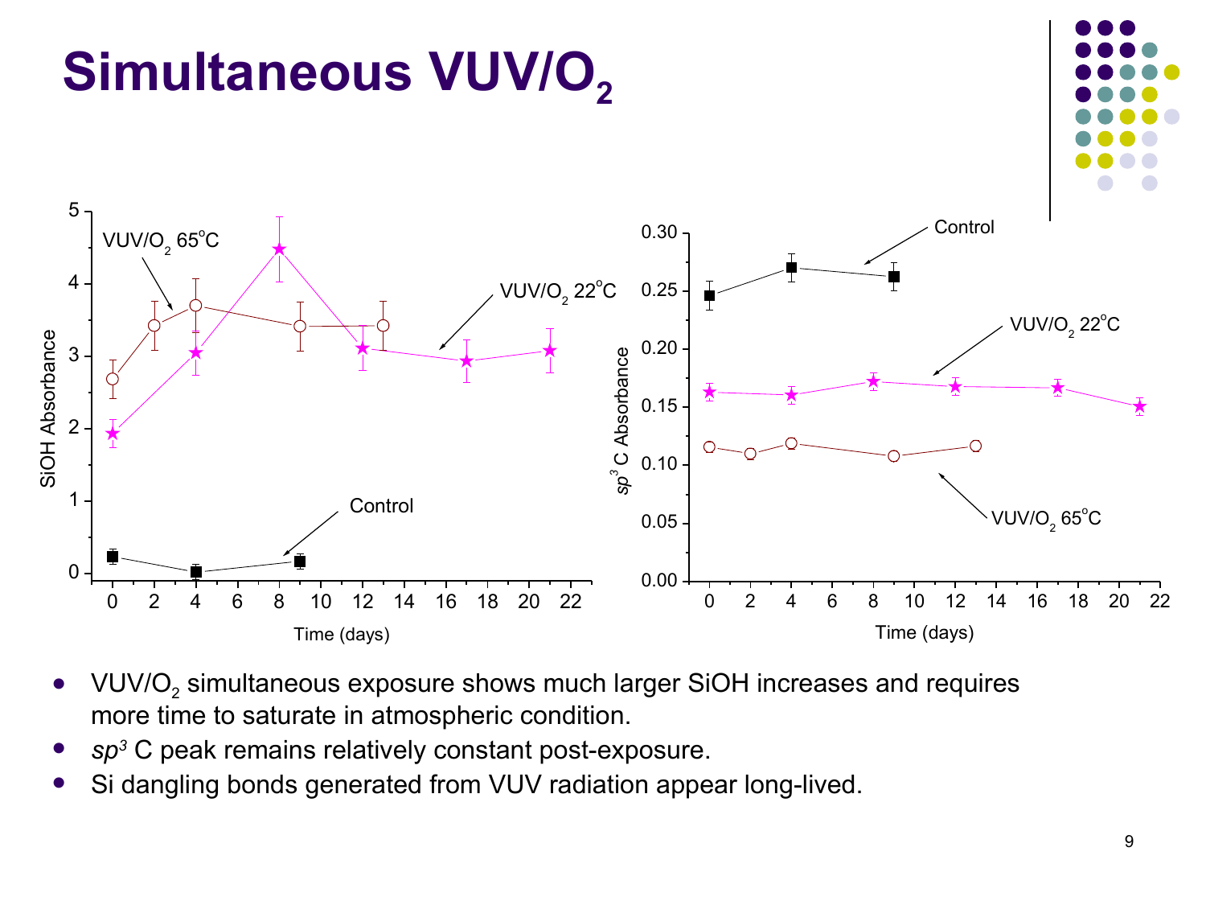# Simultaneous VUV/$O_2$

- VUV/$O_2$ simultaneous exposure shows much larger SiOH increases and requires more time to saturate in atmospheric condition.
- *sp*$^3$ C peak remains relatively constant post-exposure.
- Si dangling bonds generated from VUV radiation appear long-lived.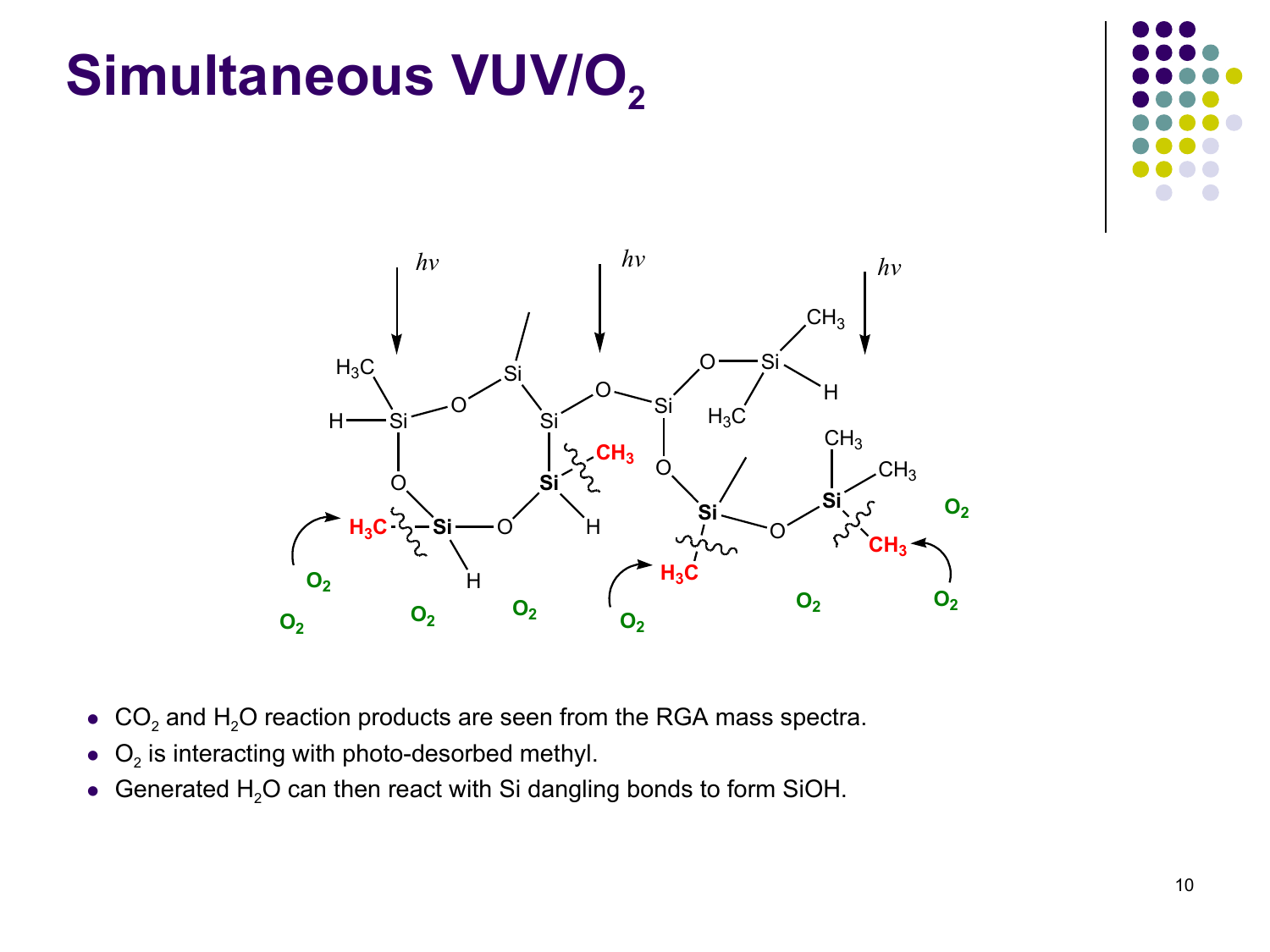# Simultaneous VUV/$O_2$

- $CO_2$ and $H_2O$ reaction products are seen from the RGA mass spectra.
- $O_2$ is interacting with photo-desorbed methyl.
- Generated $H_2O$ can then react with Si dangling bonds to form SiOH.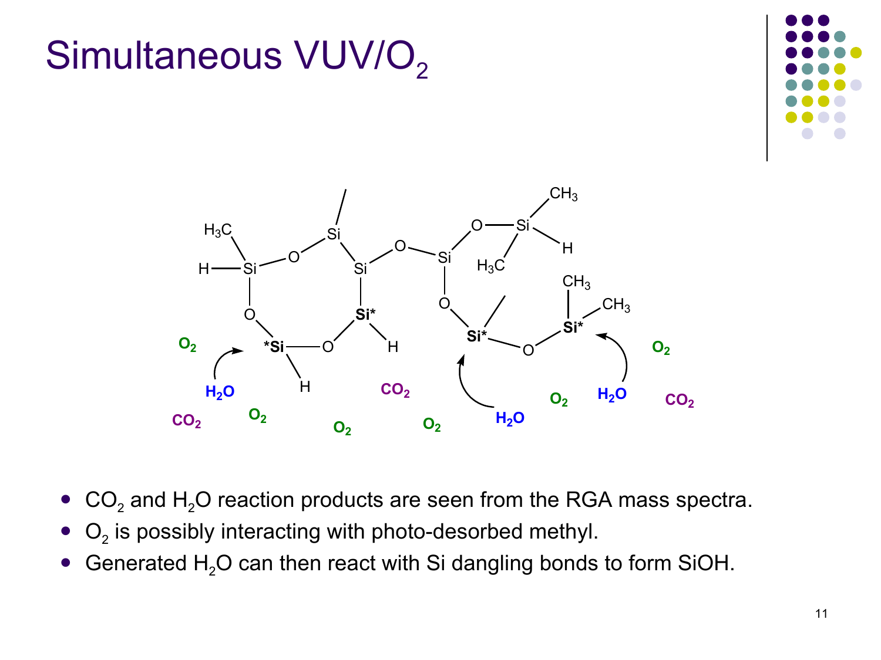# Simultaneous VUV/$O_2$

- $CO_2$ and $H_2O$ reaction products are seen from the RGA mass spectra.
- $O_2$ is possibly interacting with photo-desorbed methyl.
- Generated $H_2O$ can then react with Si dangling bonds to form SiOH.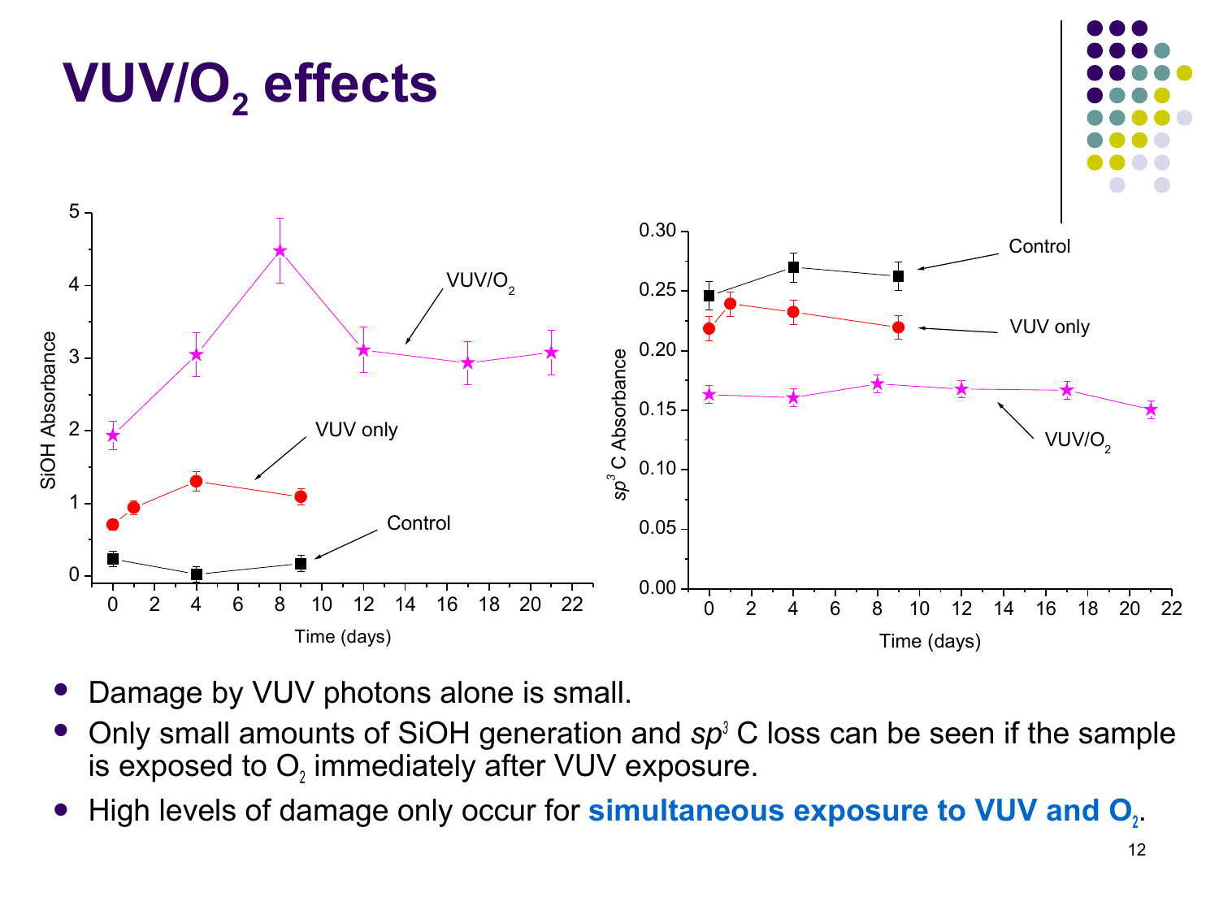# $VUV/O_2$ effects

- Damage by VUV photons alone is small.
- Only small amounts of SiOH generation and $sp^3$ C loss can be seen if the sample is exposed to $O_2$ immediately after VUV exposure.
- High levels of damage only occur for **simultaneous exposure to VUV and $O_2$**.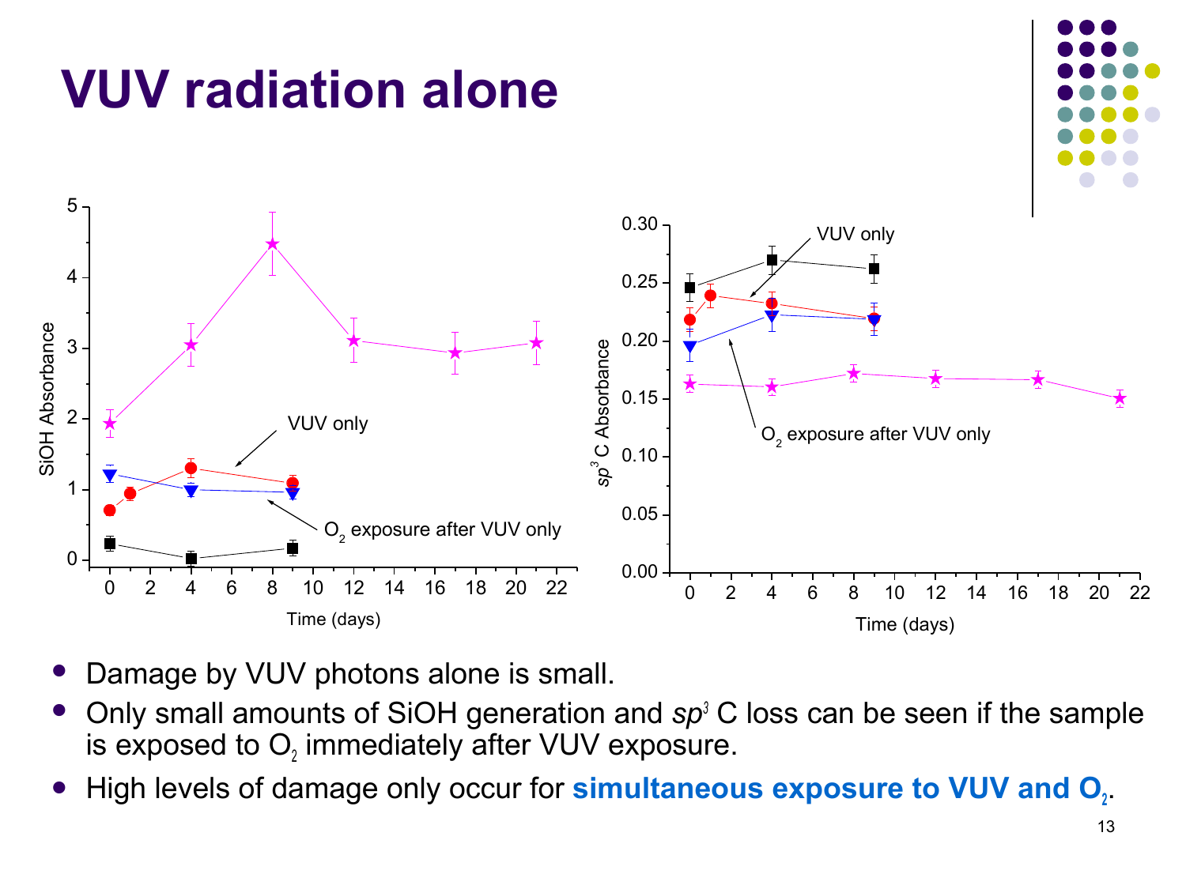# VUV radiation alone

- Damage by VUV photons alone is small.
- Only small amounts of SiOH generation and $sp^3$ C loss can be seen if the sample is exposed to $O_2$ immediately after VUV exposure.
- High levels of damage only occur for **simultaneous exposure to VUV and $O_2$**.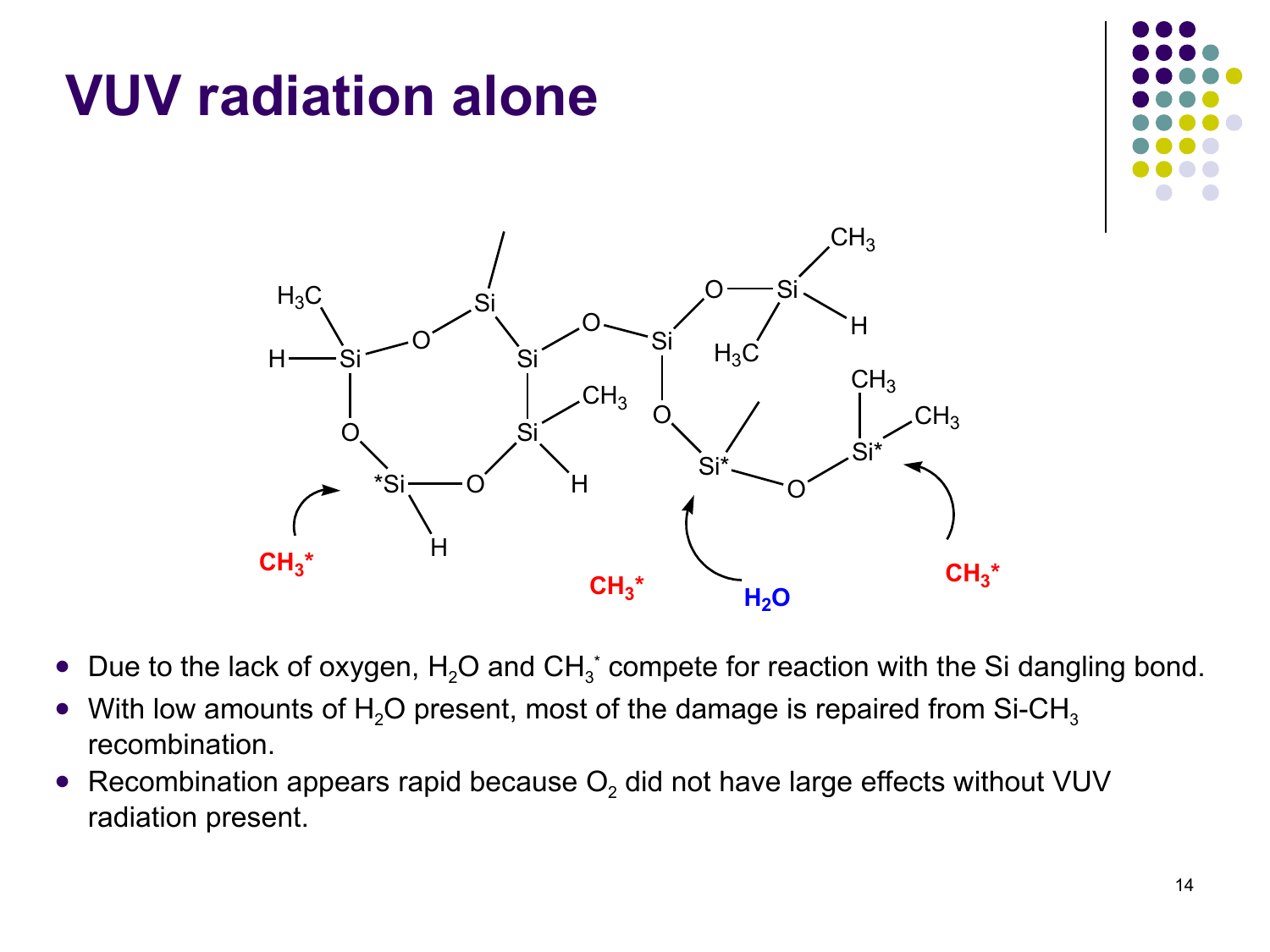# VUV radiation alone

- Due to the lack of oxygen, $H_2O$ and $CH_3^*$ compete for reaction with the Si dangling bond.
- With low amounts of $H_2O$ present, most of the damage is repaired from Si-$CH_3$ recombination.
- Recombination appears rapid because $O_2$ did not have large effects without VUV radiation present.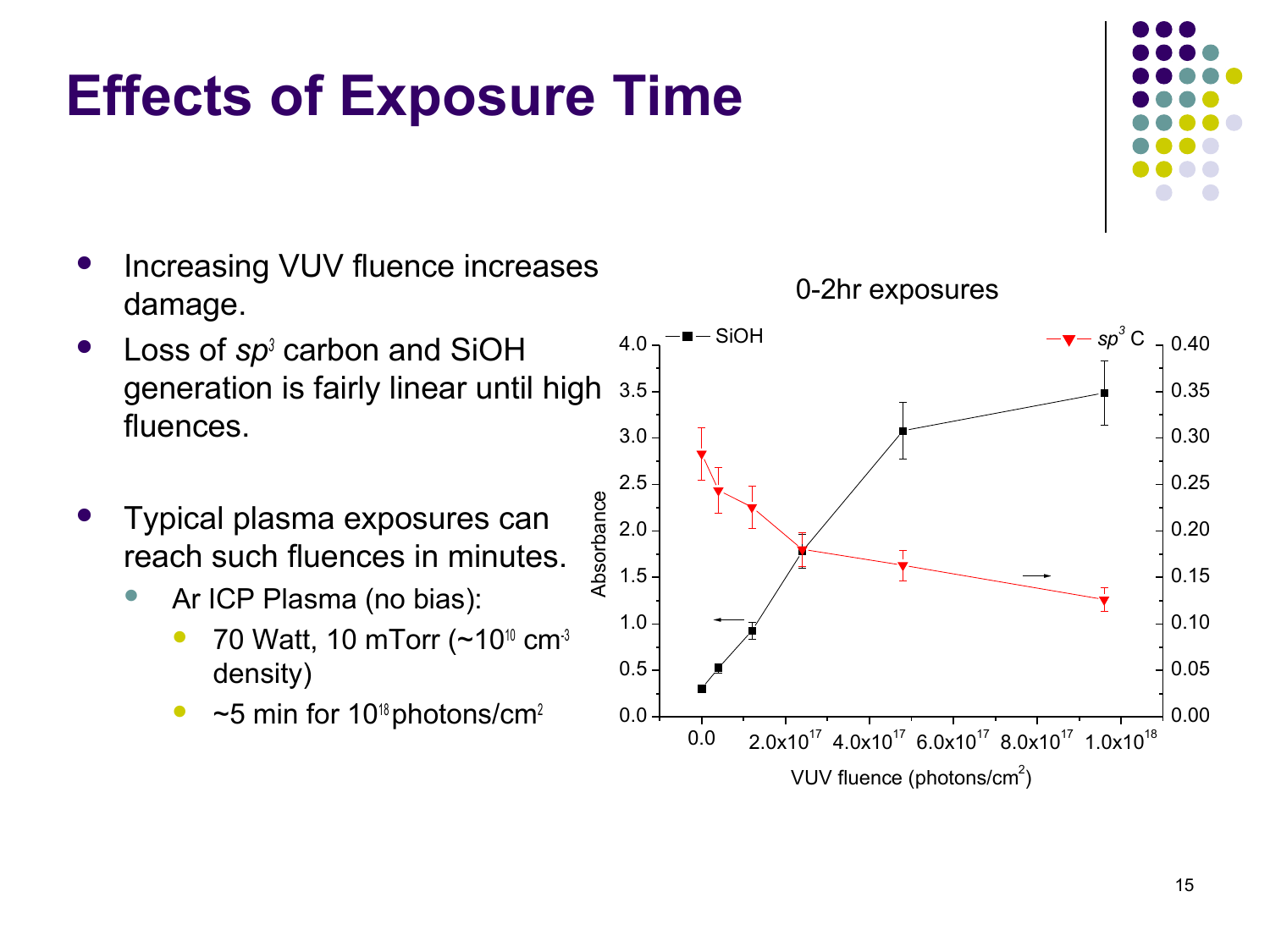# Effects of Exposure Time

- Increasing VUV fluence increases damage.
- Loss of *sp*$^3$ carbon and SiOH generation is fairly linear until high fluences.
- Typical plasma exposures can reach such fluences in minutes.
  - Ar ICP Plasma (no bias):
    - 70 Watt, 10 mTorr (~$10^{10}$ cm$^{-3}$ density)
    - ~5 min for $10^{18}$ photons/cm$^2$

0-2hr exposures

SiOH — *sp*$^3$ C

Absorbance

VUV fluence (photons/cm$^2$)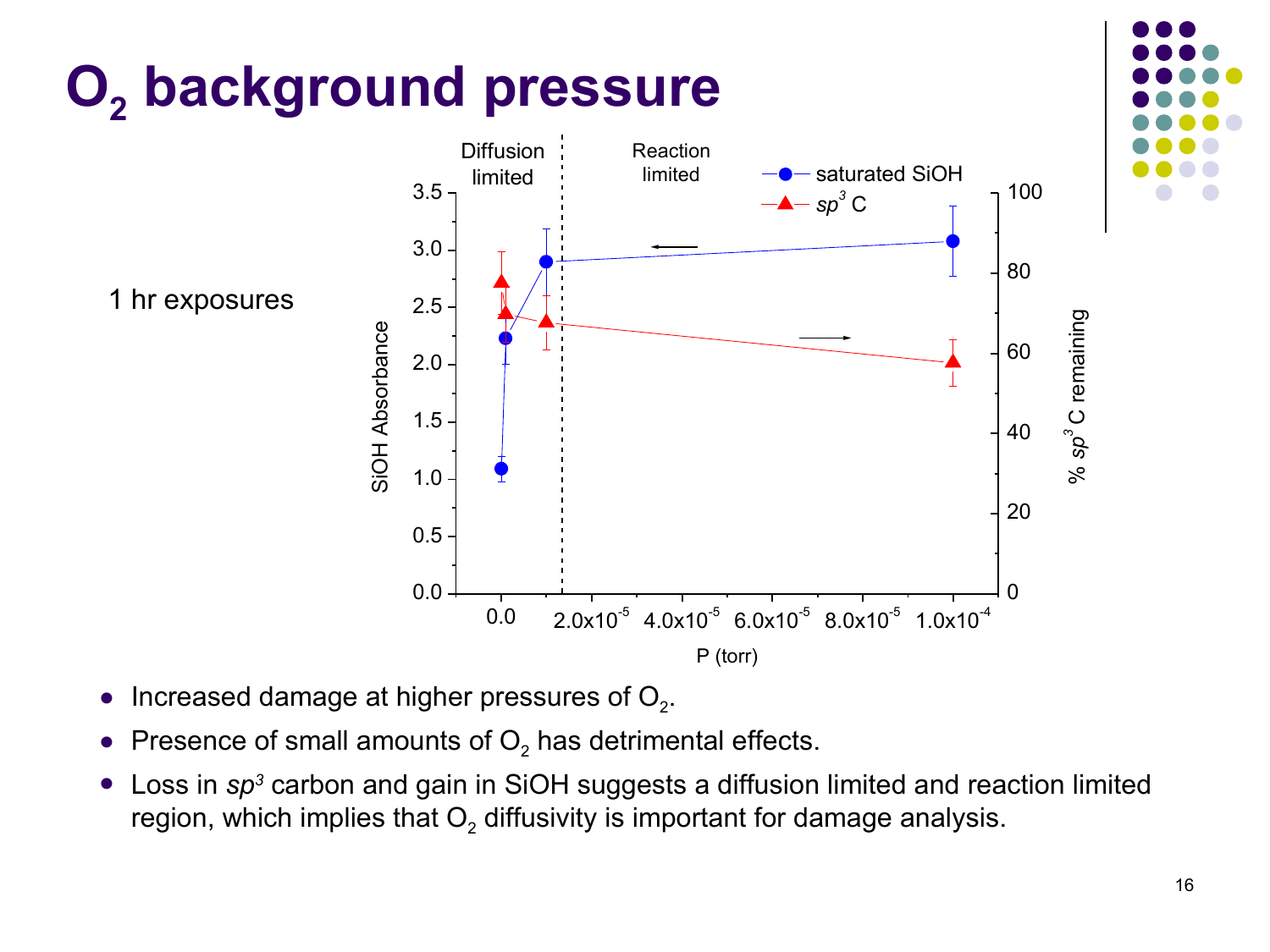# $O_2$ background pressure

1 hr exposures

- Increased damage at higher pressures of $O_2$.
- Presence of small amounts of $O_2$ has detrimental effects.
- Loss in *sp³* carbon and gain in SiOH suggests a diffusion limited and reaction limited region, which implies that $O_2$ diffusivity is important for damage analysis.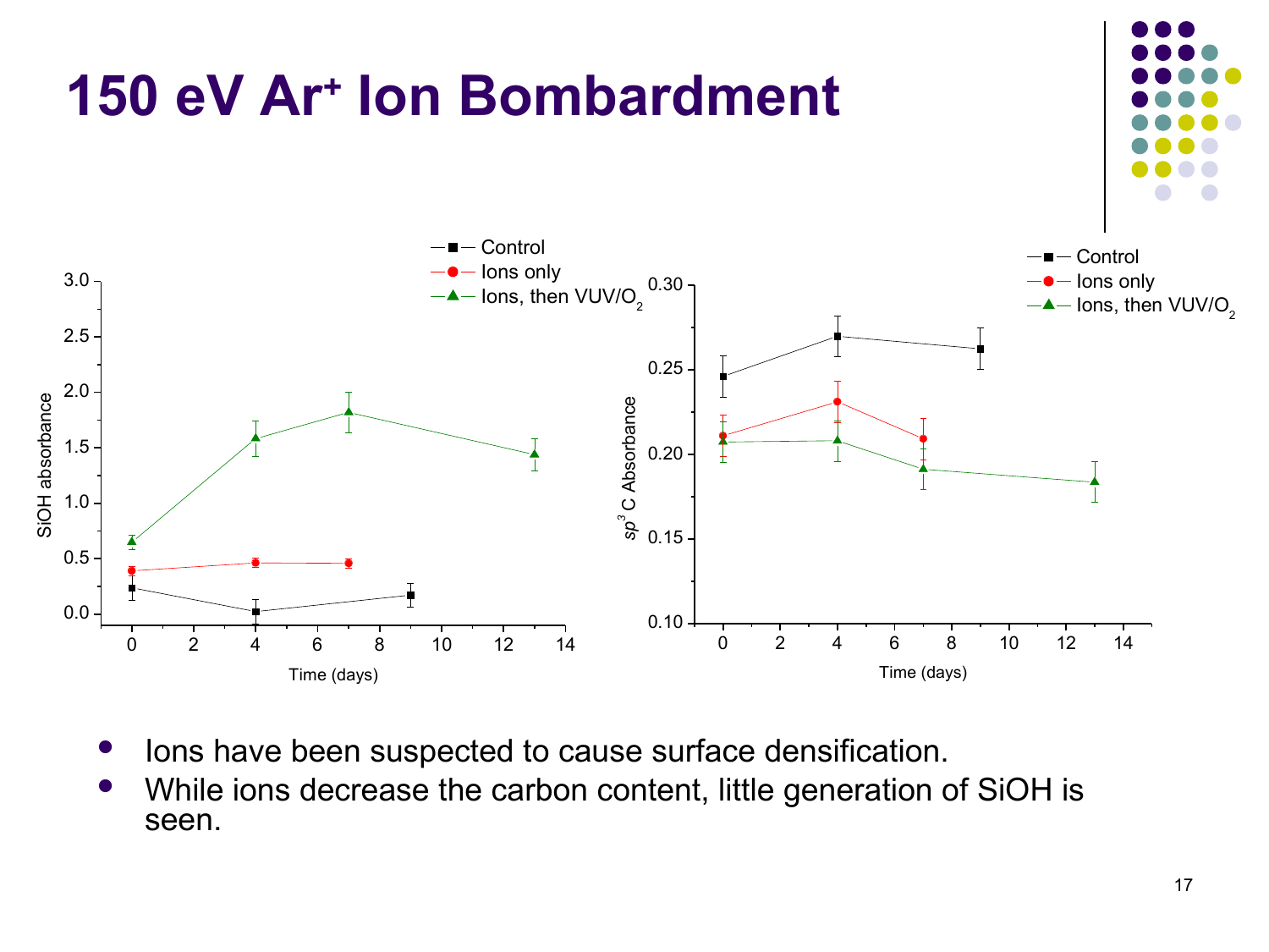# 150 eV $Ar^+$ Ion Bombardment

- Ions have been suspected to cause surface densification.
- While ions decrease the carbon content, little generation of SiOH is seen.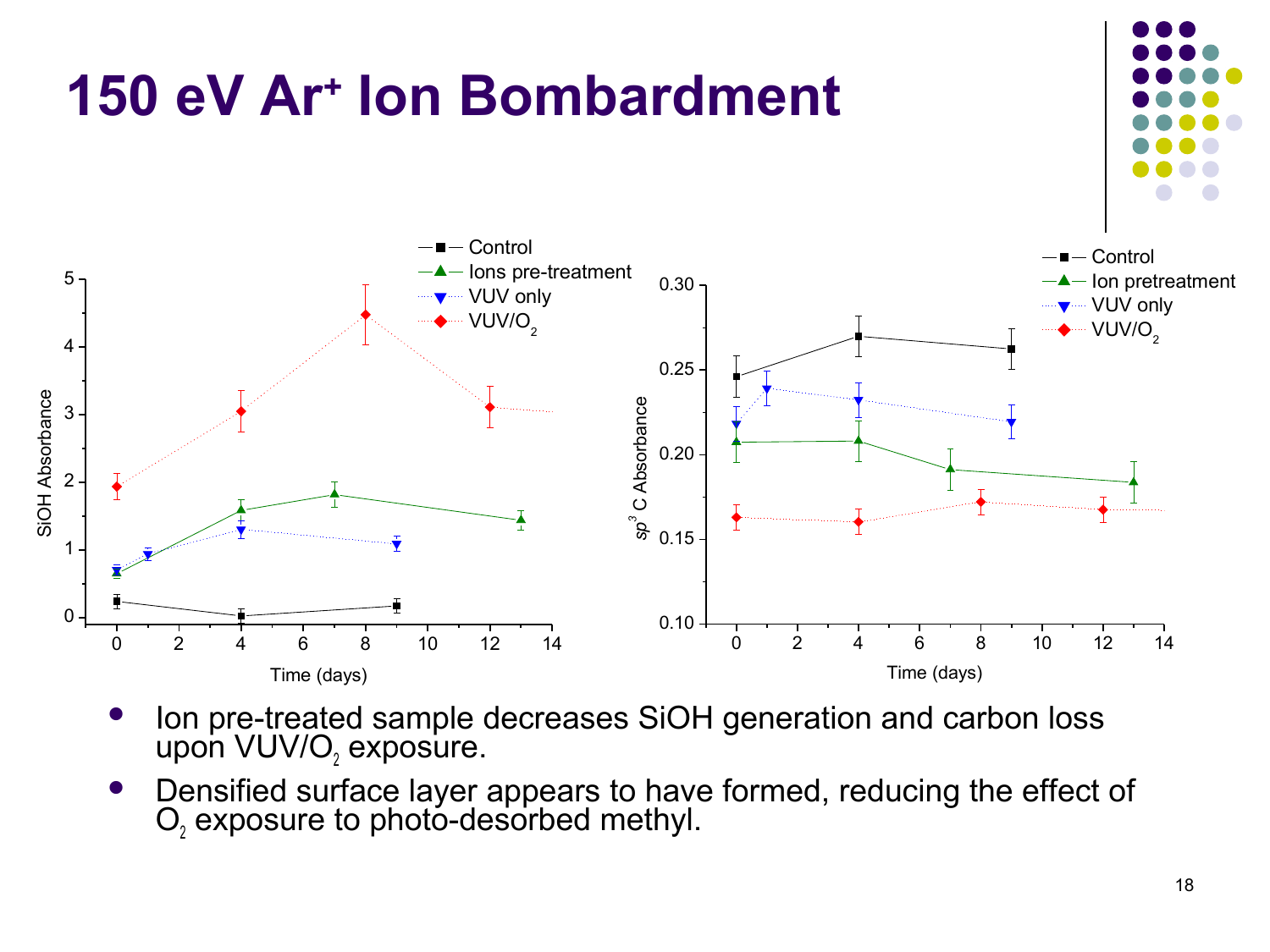# 150 eV $Ar^+$ Ion Bombardment

- Ion pre-treated sample decreases SiOH generation and carbon loss upon VUV/$O_2$ exposure.
- Densified surface layer appears to have formed, reducing the effect of $O_2$ exposure to photo-desorbed methyl.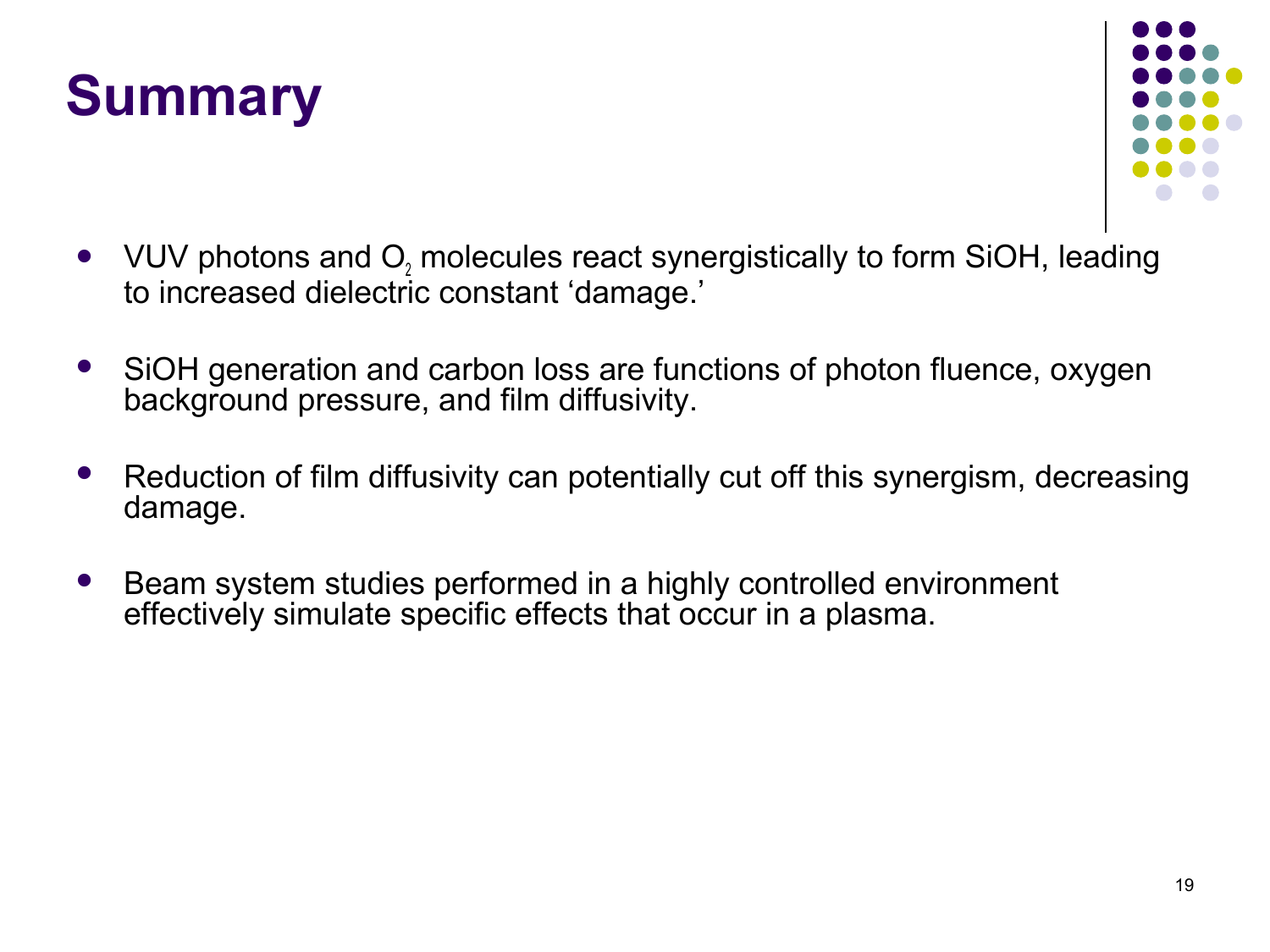# Summary

- VUV photons and $O_2$ molecules react synergistically to form SiOH, leading to increased dielectric constant 'damage.'
- SiOH generation and carbon loss are functions of photon fluence, oxygen background pressure, and film diffusivity.
- Reduction of film diffusivity can potentially cut off this synergism, decreasing damage.
- Beam system studies performed in a highly controlled environment effectively simulate specific effects that occur in a plasma.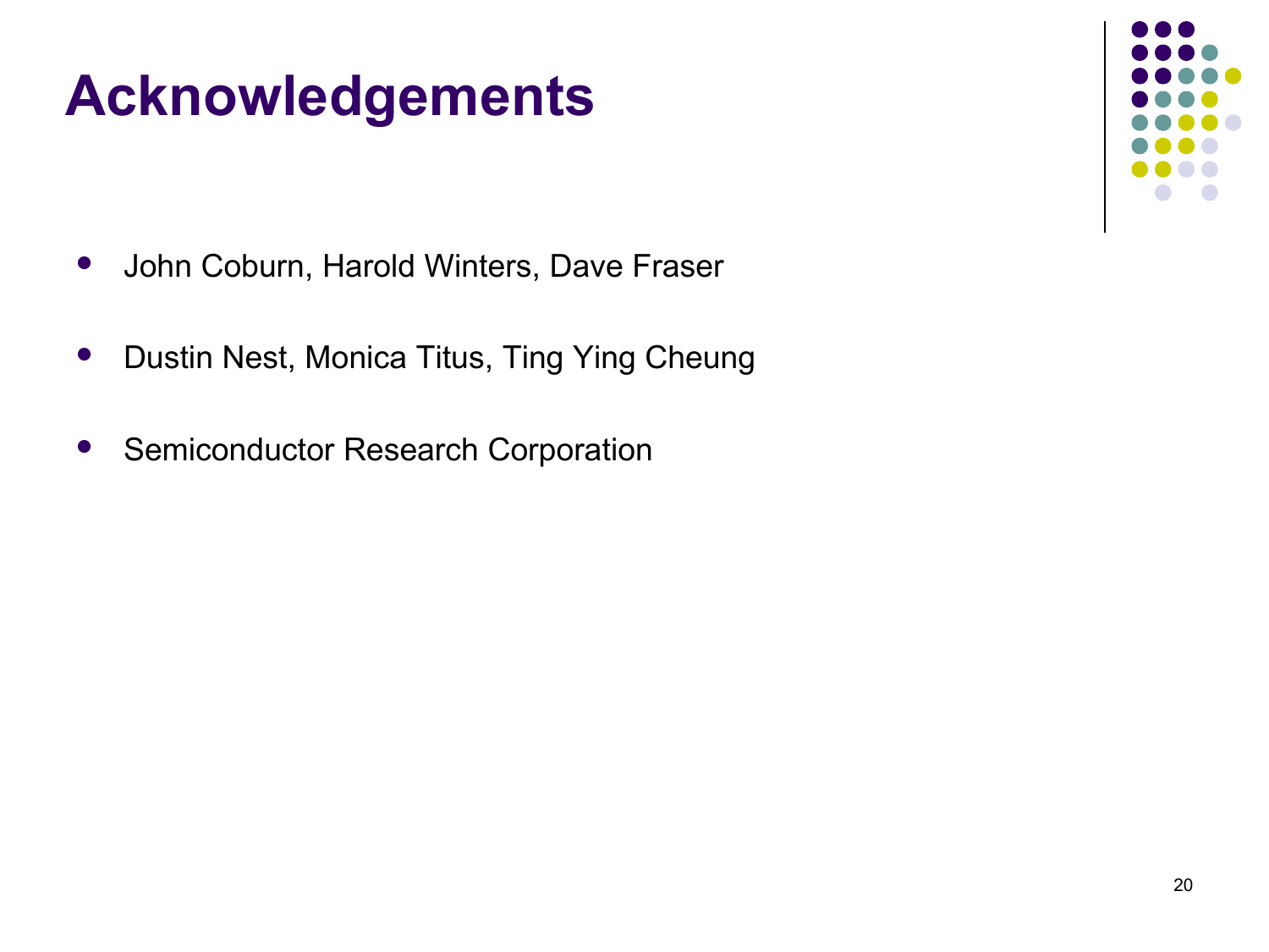# Acknowledgements

- John Coburn, Harold Winters, Dave Fraser
- Dustin Nest, Monica Titus, Ting Ying Cheung
- Semiconductor Research Corporation